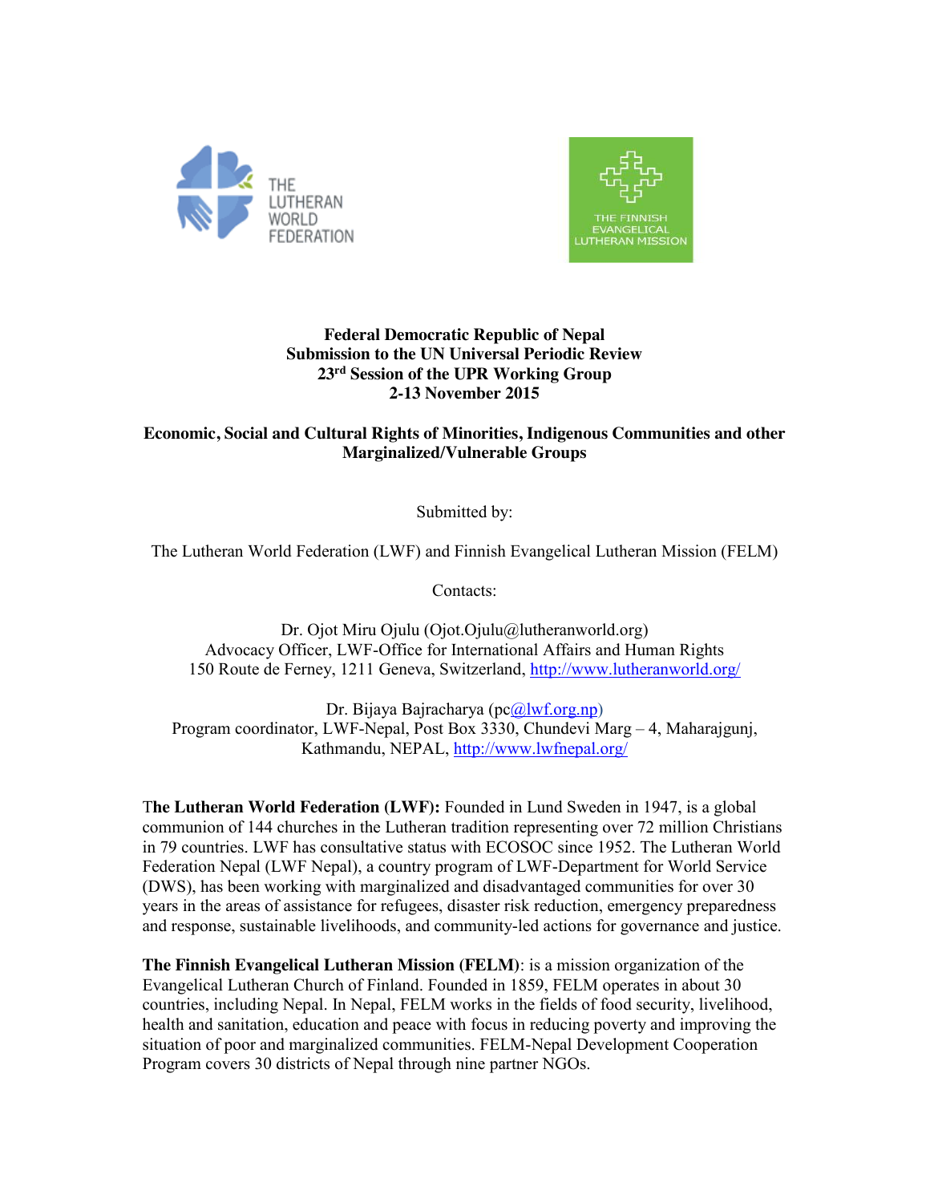THE LUTHERAN WORLD FEDERATION

THE FINNISH EVANGELICAL LUTHERAN MISSION

**Federal Democratic Republic of Nepal**
**Submission to the UN Universal Periodic Review**
**23rd Session of the UPR Working Group**
**2-13 November 2015**

**Economic, Social and Cultural Rights of Minorities, Indigenous Communities and other Marginalized/Vulnerable Groups**

Submitted by:

The Lutheran World Federation (LWF) and Finnish Evangelical Lutheran Mission (FELM)

Contacts:

Dr. Ojot Miru Ojulu (Ojot.Ojulu@lutheranworld.org)
Advocacy Officer, LWF-Office for International Affairs and Human Rights
150 Route de Ferney, 1211 Geneva, Switzerland, http://www.lutheranworld.org/

Dr. Bijaya Bajracharya (pc@lwf.org.np)
Program coordinator, LWF-Nepal, Post Box 3330, Chundevi Marg – 4, Maharajgunj, Kathmandu, NEPAL, http://www.lwfnepal.org/

**The Lutheran World Federation (LWF):** Founded in Lund Sweden in 1947, is a global communion of 144 churches in the Lutheran tradition representing over 72 million Christians in 79 countries. LWF has consultative status with ECOSOC since 1952. The Lutheran World Federation Nepal (LWF Nepal), a country program of LWF-Department for World Service (DWS), has been working with marginalized and disadvantaged communities for over 30 years in the areas of assistance for refugees, disaster risk reduction, emergency preparedness and response, sustainable livelihoods, and community-led actions for governance and justice.

**The Finnish Evangelical Lutheran Mission (FELM)**: is a mission organization of the Evangelical Lutheran Church of Finland. Founded in 1859, FELM operates in about 30 countries, including Nepal. In Nepal, FELM works in the fields of food security, livelihood, health and sanitation, education and peace with focus in reducing poverty and improving the situation of poor and marginalized communities. FELM-Nepal Development Cooperation Program covers 30 districts of Nepal through nine partner NGOs.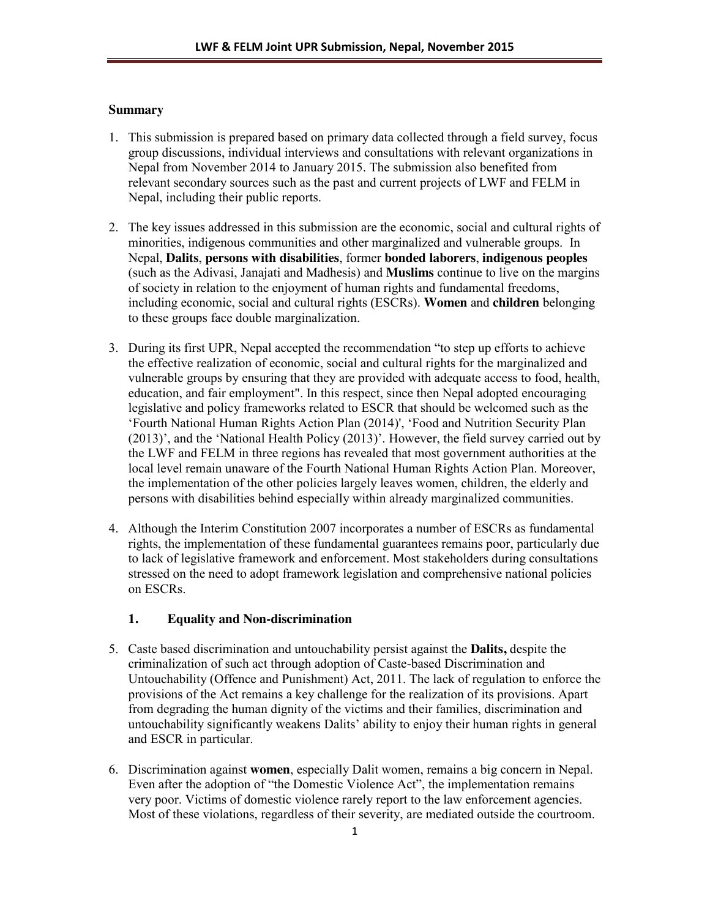## Summary

1. This submission is prepared based on primary data collected through a field survey, focus group discussions, individual interviews and consultations with relevant organizations in Nepal from November 2014 to January 2015. The submission also benefited from relevant secondary sources such as the past and current projects of LWF and FELM in Nepal, including their public reports.

2. The key issues addressed in this submission are the economic, social and cultural rights of minorities, indigenous communities and other marginalized and vulnerable groups. In Nepal, **Dalits**, **persons with disabilities**, former **bonded laborers**, **indigenous peoples** (such as the Adivasi, Janajati and Madhesis) and **Muslims** continue to live on the margins of society in relation to the enjoyment of human rights and fundamental freedoms, including economic, social and cultural rights (ESCRs). **Women** and **children** belonging to these groups face double marginalization.

3. During its first UPR, Nepal accepted the recommendation "to step up efforts to achieve the effective realization of economic, social and cultural rights for the marginalized and vulnerable groups by ensuring that they are provided with adequate access to food, health, education, and fair employment". In this respect, since then Nepal adopted encouraging legislative and policy frameworks related to ESCR that should be welcomed such as the 'Fourth National Human Rights Action Plan (2014)', 'Food and Nutrition Security Plan (2013)', and the 'National Health Policy (2013)'. However, the field survey carried out by the LWF and FELM in three regions has revealed that most government authorities at the local level remain unaware of the Fourth National Human Rights Action Plan. Moreover, the implementation of the other policies largely leaves women, children, the elderly and persons with disabilities behind especially within already marginalized communities.

4. Although the Interim Constitution 2007 incorporates a number of ESCRs as fundamental rights, the implementation of these fundamental guarantees remains poor, particularly due to lack of legislative framework and enforcement. Most stakeholders during consultations stressed on the need to adopt framework legislation and comprehensive national policies on ESCRs.

### 1. Equality and Non-discrimination

5. Caste based discrimination and untouchability persist against the **Dalits,** despite the criminalization of such act through adoption of Caste-based Discrimination and Untouchability (Offence and Punishment) Act, 2011. The lack of regulation to enforce the provisions of the Act remains a key challenge for the realization of its provisions. Apart from degrading the human dignity of the victims and their families, discrimination and untouchability significantly weakens Dalits' ability to enjoy their human rights in general and ESCR in particular.

6. Discrimination against **women**, especially Dalit women, remains a big concern in Nepal. Even after the adoption of "the Domestic Violence Act", the implementation remains very poor. Victims of domestic violence rarely report to the law enforcement agencies. Most of these violations, regardless of their severity, are mediated outside the courtroom.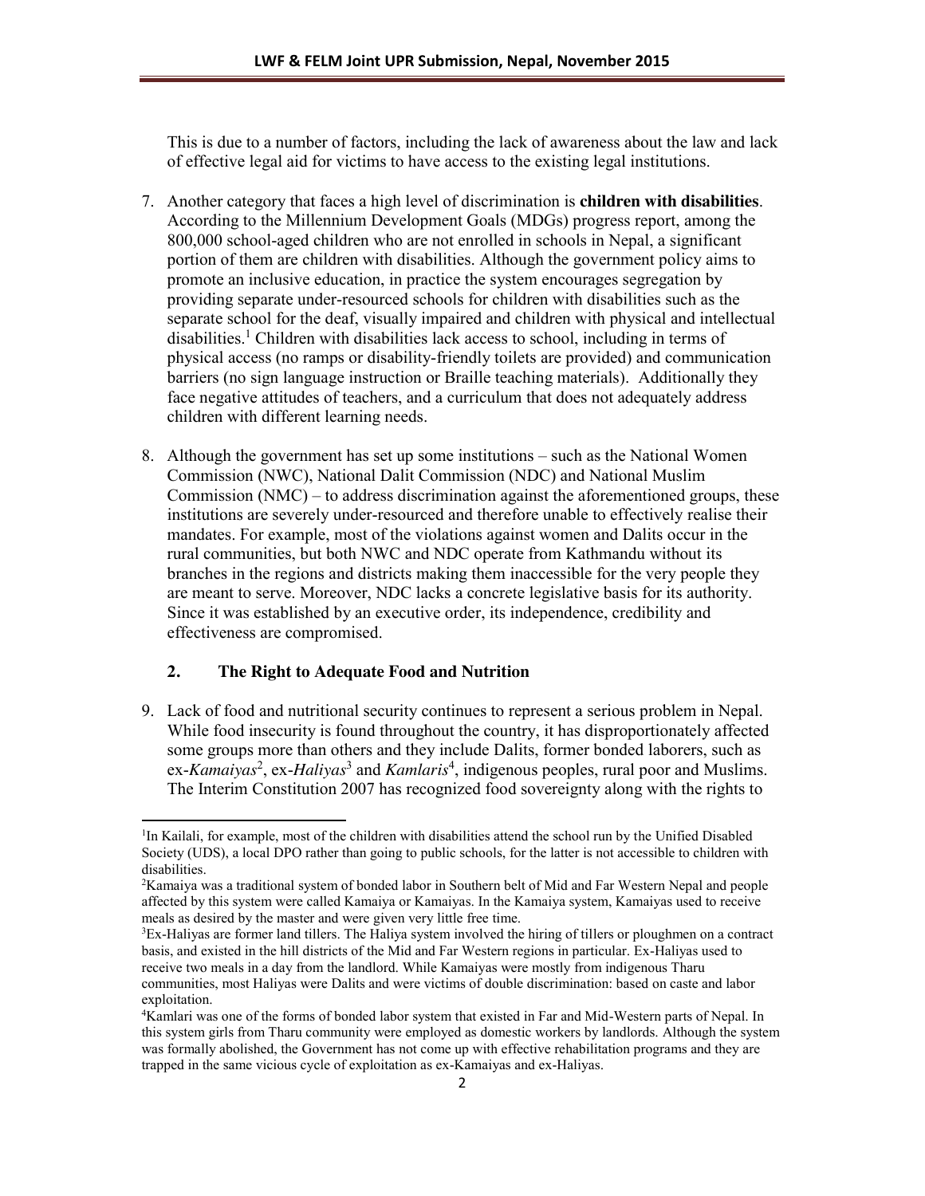This is due to a number of factors, including the lack of awareness about the law and lack of effective legal aid for victims to have access to the existing legal institutions.

7. Another category that faces a high level of discrimination is **children with disabilities**. According to the Millennium Development Goals (MDGs) progress report, among the 800,000 school-aged children who are not enrolled in schools in Nepal, a significant portion of them are children with disabilities. Although the government policy aims to promote an inclusive education, in practice the system encourages segregation by providing separate under-resourced schools for children with disabilities such as the separate school for the deaf, visually impaired and children with physical and intellectual disabilities.[1] Children with disabilities lack access to school, including in terms of physical access (no ramps or disability-friendly toilets are provided) and communication barriers (no sign language instruction or Braille teaching materials). Additionally they face negative attitudes of teachers, and a curriculum that does not adequately address children with different learning needs.

8. Although the government has set up some institutions – such as the National Women Commission (NWC), National Dalit Commission (NDC) and National Muslim Commission (NMC) – to address discrimination against the aforementioned groups, these institutions are severely under-resourced and therefore unable to effectively realise their mandates. For example, most of the violations against women and Dalits occur in the rural communities, but both NWC and NDC operate from Kathmandu without its branches in the regions and districts making them inaccessible for the very people they are meant to serve. Moreover, NDC lacks a concrete legislative basis for its authority. Since it was established by an executive order, its independence, credibility and effectiveness are compromised.

### 2. The Right to Adequate Food and Nutrition

9. Lack of food and nutritional security continues to represent a serious problem in Nepal. While food insecurity is found throughout the country, it has disproportionately affected some groups more than others and they include Dalits, former bonded laborers, such as ex-*Kamaiyas*[2], ex-*Haliyas*[3] and *Kamlaris*[4], indigenous peoples, rural poor and Muslims. The Interim Constitution 2007 has recognized food sovereignty along with the rights to

---

[1] In Kailali, for example, most of the children with disabilities attend the school run by the Unified Disabled Society (UDS), a local DPO rather than going to public schools, for the latter is not accessible to children with disabilities.

[2] Kamaiya was a traditional system of bonded labor in Southern belt of Mid and Far Western Nepal and people affected by this system were called Kamaiya or Kamaiyas. In the Kamaiya system, Kamaiyas used to receive meals as desired by the master and were given very little free time.

[3] Ex-Haliyas are former land tillers. The Haliya system involved the hiring of tillers or ploughmen on a contract basis, and existed in the hill districts of the Mid and Far Western regions in particular. Ex-Haliyas used to receive two meals in a day from the landlord. While Kamaiyas were mostly from indigenous Tharu communities, most Haliyas were Dalits and were victims of double discrimination: based on caste and labor exploitation.

[4] Kamlari was one of the forms of bonded labor system that existed in Far and Mid-Western parts of Nepal. In this system girls from Tharu community were employed as domestic workers by landlords. Although the system was formally abolished, the Government has not come up with effective rehabilitation programs and they are trapped in the same vicious cycle of exploitation as ex-Kamaiyas and ex-Haliyas.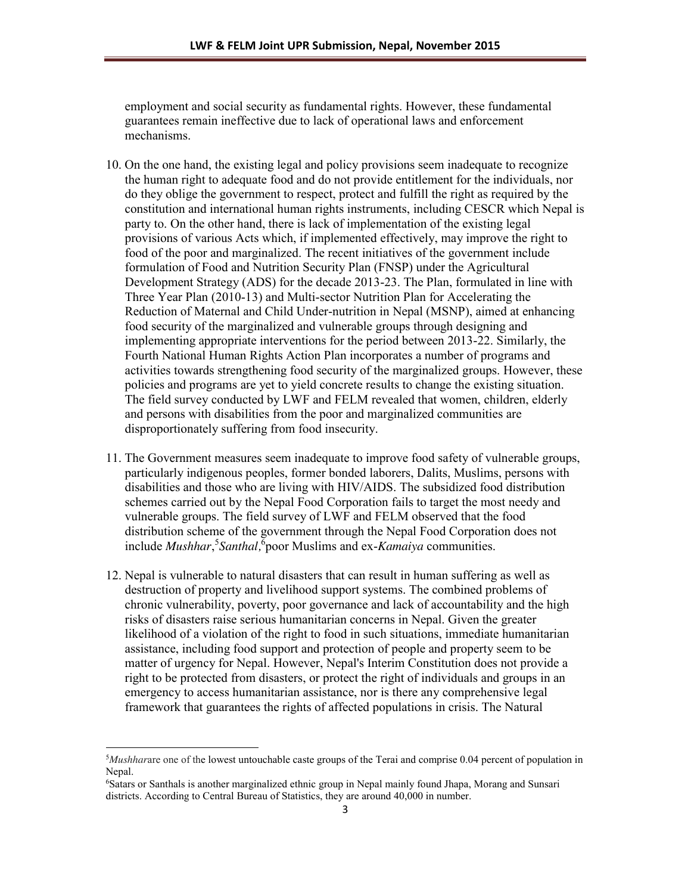employment and social security as fundamental rights. However, these fundamental guarantees remain ineffective due to lack of operational laws and enforcement mechanisms.

10. On the one hand, the existing legal and policy provisions seem inadequate to recognize the human right to adequate food and do not provide entitlement for the individuals, nor do they oblige the government to respect, protect and fulfill the right as required by the constitution and international human rights instruments, including CESCR which Nepal is party to. On the other hand, there is lack of implementation of the existing legal provisions of various Acts which, if implemented effectively, may improve the right to food of the poor and marginalized. The recent initiatives of the government include formulation of Food and Nutrition Security Plan (FNSP) under the Agricultural Development Strategy (ADS) for the decade 2013-23. The Plan, formulated in line with Three Year Plan (2010-13) and Multi-sector Nutrition Plan for Accelerating the Reduction of Maternal and Child Under-nutrition in Nepal (MSNP), aimed at enhancing food security of the marginalized and vulnerable groups through designing and implementing appropriate interventions for the period between 2013-22. Similarly, the Fourth National Human Rights Action Plan incorporates a number of programs and activities towards strengthening food security of the marginalized groups. However, these policies and programs are yet to yield concrete results to change the existing situation. The field survey conducted by LWF and FELM revealed that women, children, elderly and persons with disabilities from the poor and marginalized communities are disproportionately suffering from food insecurity.

11. The Government measures seem inadequate to improve food safety of vulnerable groups, particularly indigenous peoples, former bonded laborers, Dalits, Muslims, persons with disabilities and those who are living with HIV/AIDS. The subsidized food distribution schemes carried out by the Nepal Food Corporation fails to target the most needy and vulnerable groups. The field survey of LWF and FELM observed that the food distribution scheme of the government through the Nepal Food Corporation does not include *Mushhar*,[5] *Santhal*,[6] poor Muslims and ex-*Kamaiya* communities.

12. Nepal is vulnerable to natural disasters that can result in human suffering as well as destruction of property and livelihood support systems. The combined problems of chronic vulnerability, poverty, poor governance and lack of accountability and the high risks of disasters raise serious humanitarian concerns in Nepal. Given the greater likelihood of a violation of the right to food in such situations, immediate humanitarian assistance, including food support and protection of people and property seem to be matter of urgency for Nepal. However, Nepal's Interim Constitution does not provide a right to be protected from disasters, or protect the right of individuals and groups in an emergency to access humanitarian assistance, nor is there any comprehensive legal framework that guarantees the rights of affected populations in crisis. The Natural

---

[5] *Mushhar*are one of the lowest untouchable caste groups of the Terai and comprise 0.04 percent of population in Nepal.

[6] Satars or Santhals is another marginalized ethnic group in Nepal mainly found Jhapa, Morang and Sunsari districts. According to Central Bureau of Statistics, they are around 40,000 in number.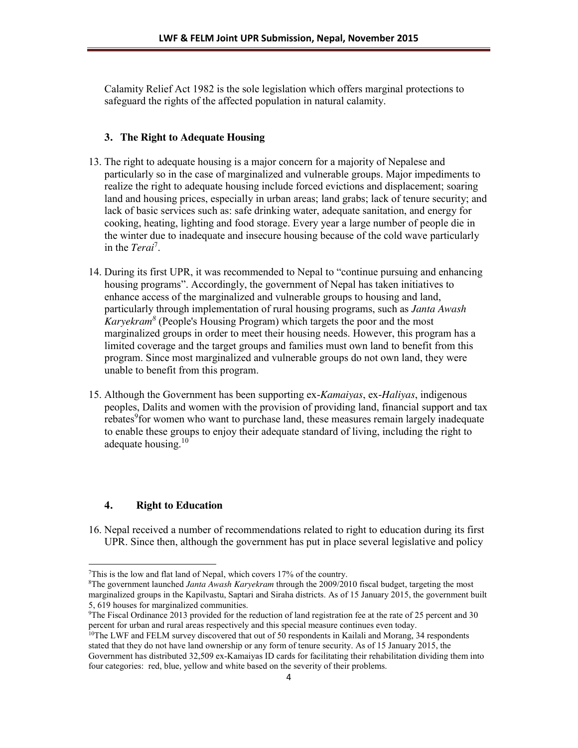Calamity Relief Act 1982 is the sole legislation which offers marginal protections to safeguard the rights of the affected population in natural calamity.

## 3. The Right to Adequate Housing

13. The right to adequate housing is a major concern for a majority of Nepalese and particularly so in the case of marginalized and vulnerable groups. Major impediments to realize the right to adequate housing include forced evictions and displacement; soaring land and housing prices, especially in urban areas; land grabs; lack of tenure security; and lack of basic services such as: safe drinking water, adequate sanitation, and energy for cooking, heating, lighting and food storage. Every year a large number of people die in the winter due to inadequate and insecure housing because of the cold wave particularly in the *Terai*[7].

14. During its first UPR, it was recommended to Nepal to "continue pursuing and enhancing housing programs". Accordingly, the government of Nepal has taken initiatives to enhance access of the marginalized and vulnerable groups to housing and land, particularly through implementation of rural housing programs, such as *Janta Awash Karyekram*[8] (People's Housing Program) which targets the poor and the most marginalized groups in order to meet their housing needs. However, this program has a limited coverage and the target groups and families must own land to benefit from this program. Since most marginalized and vulnerable groups do not own land, they were unable to benefit from this program.

15. Although the Government has been supporting ex-*Kamaiyas*, ex-*Haliyas*, indigenous peoples, Dalits and women with the provision of providing land, financial support and tax rebates[9]for women who want to purchase land, these measures remain largely inadequate to enable these groups to enjoy their adequate standard of living, including the right to adequate housing.[10]

## 4. Right to Education

16. Nepal received a number of recommendations related to right to education during its first UPR. Since then, although the government has put in place several legislative and policy

---

[7]This is the low and flat land of Nepal, which covers 17% of the country.

[8]The government launched *Janta Awash Karyekram* through the 2009/2010 fiscal budget, targeting the most marginalized groups in the Kapilvastu, Saptari and Siraha districts. As of 15 January 2015, the government built 5, 619 houses for marginalized communities.

[9]The Fiscal Ordinance 2013 provided for the reduction of land registration fee at the rate of 25 percent and 30 percent for urban and rural areas respectively and this special measure continues even today.

[10]The LWF and FELM survey discovered that out of 50 respondents in Kailali and Morang, 34 respondents stated that they do not have land ownership or any form of tenure security. As of 15 January 2015, the Government has distributed 32,509 ex-Kamaiyas ID cards for facilitating their rehabilitation dividing them into four categories: red, blue, yellow and white based on the severity of their problems.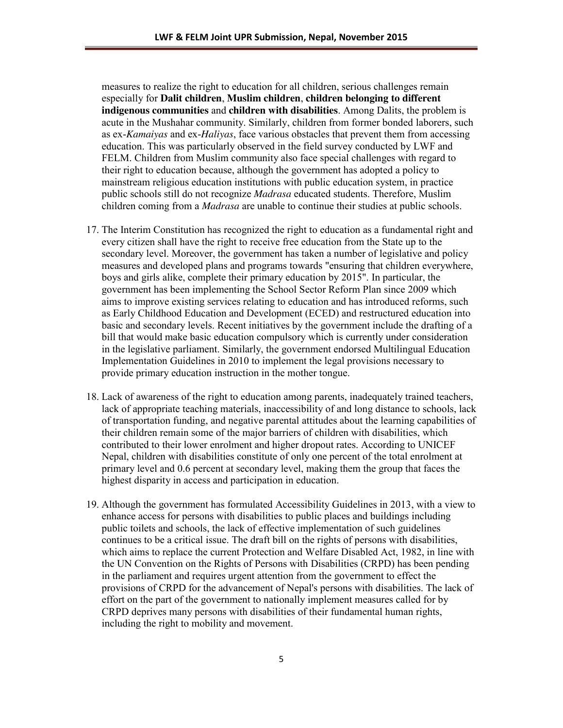measures to realize the right to education for all children, serious challenges remain especially for **Dalit children**, **Muslim children**, **children belonging to different indigenous communities** and **children with disabilities**. Among Dalits, the problem is acute in the Mushahar community. Similarly, children from former bonded laborers, such as ex-*Kamaiyas* and ex-*Haliyas*, face various obstacles that prevent them from accessing education. This was particularly observed in the field survey conducted by LWF and FELM. Children from Muslim community also face special challenges with regard to their right to education because, although the government has adopted a policy to mainstream religious education institutions with public education system, in practice public schools still do not recognize *Madrasa* educated students. Therefore, Muslim children coming from a *Madrasa* are unable to continue their studies at public schools.

17. The Interim Constitution has recognized the right to education as a fundamental right and every citizen shall have the right to receive free education from the State up to the secondary level. Moreover, the government has taken a number of legislative and policy measures and developed plans and programs towards "ensuring that children everywhere, boys and girls alike, complete their primary education by 2015". In particular, the government has been implementing the School Sector Reform Plan since 2009 which aims to improve existing services relating to education and has introduced reforms, such as Early Childhood Education and Development (ECED) and restructured education into basic and secondary levels. Recent initiatives by the government include the drafting of a bill that would make basic education compulsory which is currently under consideration in the legislative parliament. Similarly, the government endorsed Multilingual Education Implementation Guidelines in 2010 to implement the legal provisions necessary to provide primary education instruction in the mother tongue.

18. Lack of awareness of the right to education among parents, inadequately trained teachers, lack of appropriate teaching materials, inaccessibility of and long distance to schools, lack of transportation funding, and negative parental attitudes about the learning capabilities of their children remain some of the major barriers of children with disabilities, which contributed to their lower enrolment and higher dropout rates. According to UNICEF Nepal, children with disabilities constitute of only one percent of the total enrolment at primary level and 0.6 percent at secondary level, making them the group that faces the highest disparity in access and participation in education.

19. Although the government has formulated Accessibility Guidelines in 2013, with a view to enhance access for persons with disabilities to public places and buildings including public toilets and schools, the lack of effective implementation of such guidelines continues to be a critical issue. The draft bill on the rights of persons with disabilities, which aims to replace the current Protection and Welfare Disabled Act, 1982, in line with the UN Convention on the Rights of Persons with Disabilities (CRPD) has been pending in the parliament and requires urgent attention from the government to effect the provisions of CRPD for the advancement of Nepal's persons with disabilities. The lack of effort on the part of the government to nationally implement measures called for by CRPD deprives many persons with disabilities of their fundamental human rights, including the right to mobility and movement.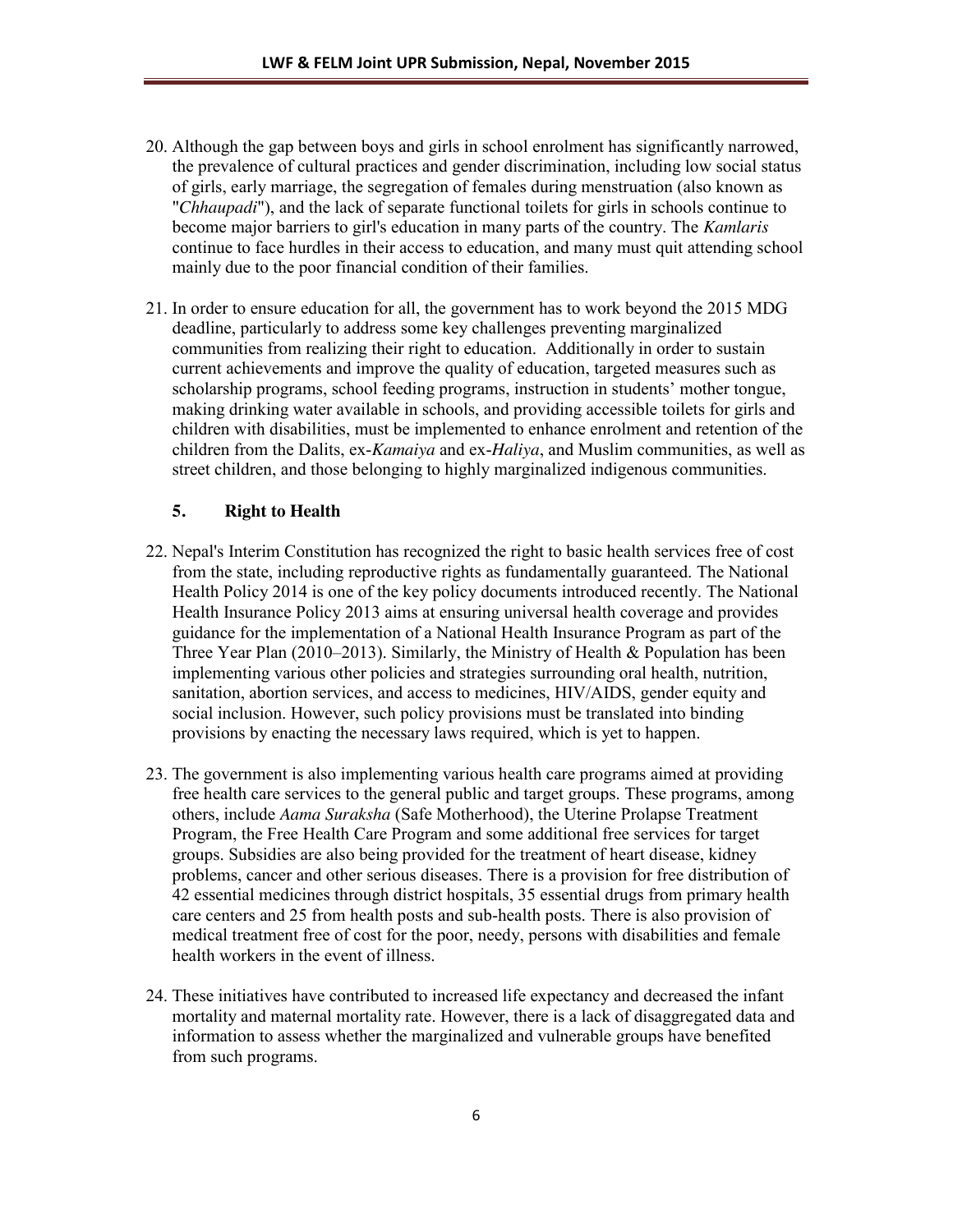20. Although the gap between boys and girls in school enrolment has significantly narrowed, the prevalence of cultural practices and gender discrimination, including low social status of girls, early marriage, the segregation of females during menstruation (also known as "*Chhaupadi*"), and the lack of separate functional toilets for girls in schools continue to become major barriers to girl's education in many parts of the country. The *Kamlaris* continue to face hurdles in their access to education, and many must quit attending school mainly due to the poor financial condition of their families.

21. In order to ensure education for all, the government has to work beyond the 2015 MDG deadline, particularly to address some key challenges preventing marginalized communities from realizing their right to education. Additionally in order to sustain current achievements and improve the quality of education, targeted measures such as scholarship programs, school feeding programs, instruction in students' mother tongue, making drinking water available in schools, and providing accessible toilets for girls and children with disabilities, must be implemented to enhance enrolment and retention of the children from the Dalits, ex-*Kamaiya* and ex-*Haliya*, and Muslim communities, as well as street children, and those belonging to highly marginalized indigenous communities.

### 5. Right to Health

22. Nepal's Interim Constitution has recognized the right to basic health services free of cost from the state, including reproductive rights as fundamentally guaranteed. The National Health Policy 2014 is one of the key policy documents introduced recently. The National Health Insurance Policy 2013 aims at ensuring universal health coverage and provides guidance for the implementation of a National Health Insurance Program as part of the Three Year Plan (2010–2013). Similarly, the Ministry of Health & Population has been implementing various other policies and strategies surrounding oral health, nutrition, sanitation, abortion services, and access to medicines, HIV/AIDS, gender equity and social inclusion. However, such policy provisions must be translated into binding provisions by enacting the necessary laws required, which is yet to happen.

23. The government is also implementing various health care programs aimed at providing free health care services to the general public and target groups. These programs, among others, include *Aama Suraksha* (Safe Motherhood), the Uterine Prolapse Treatment Program, the Free Health Care Program and some additional free services for target groups. Subsidies are also being provided for the treatment of heart disease, kidney problems, cancer and other serious diseases. There is a provision for free distribution of 42 essential medicines through district hospitals, 35 essential drugs from primary health care centers and 25 from health posts and sub-health posts. There is also provision of medical treatment free of cost for the poor, needy, persons with disabilities and female health workers in the event of illness.

24. These initiatives have contributed to increased life expectancy and decreased the infant mortality and maternal mortality rate. However, there is a lack of disaggregated data and information to assess whether the marginalized and vulnerable groups have benefited from such programs.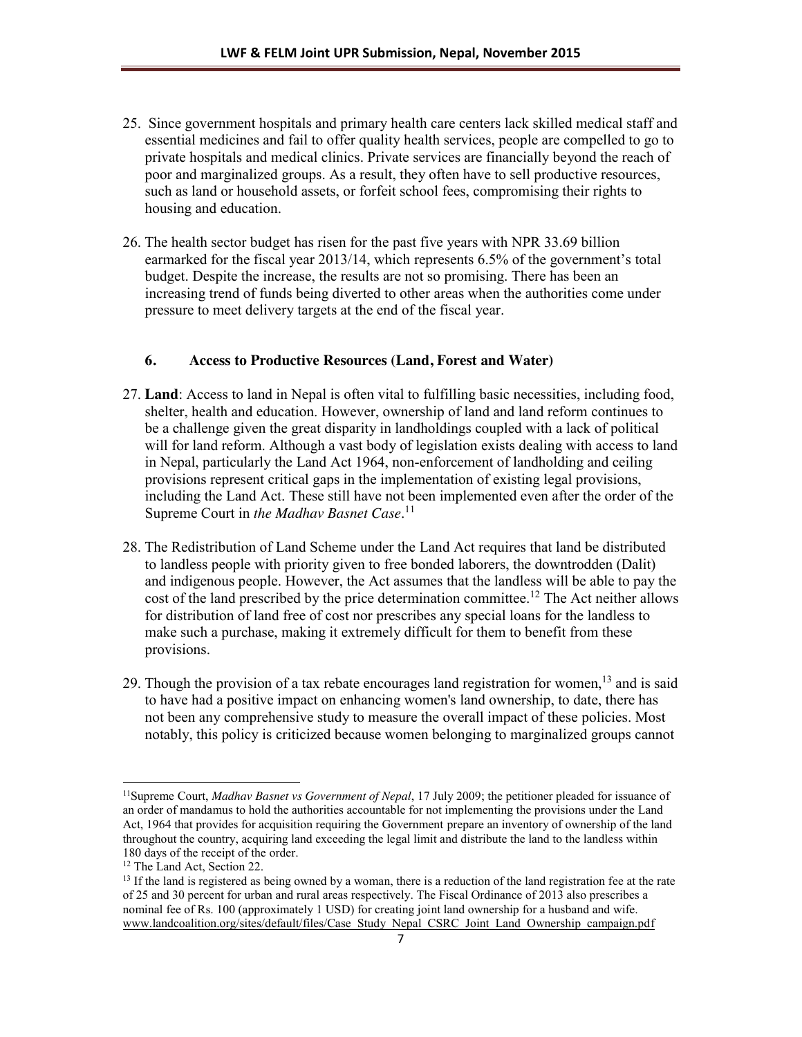25. Since government hospitals and primary health care centers lack skilled medical staff and essential medicines and fail to offer quality health services, people are compelled to go to private hospitals and medical clinics. Private services are financially beyond the reach of poor and marginalized groups. As a result, they often have to sell productive resources, such as land or household assets, or forfeit school fees, compromising their rights to housing and education.

26. The health sector budget has risen for the past five years with NPR 33.69 billion earmarked for the fiscal year 2013/14, which represents 6.5% of the government's total budget. Despite the increase, the results are not so promising. There has been an increasing trend of funds being diverted to other areas when the authorities come under pressure to meet delivery targets at the end of the fiscal year.

### 6. Access to Productive Resources (Land, Forest and Water)

27. **Land**: Access to land in Nepal is often vital to fulfilling basic necessities, including food, shelter, health and education. However, ownership of land and land reform continues to be a challenge given the great disparity in landholdings coupled with a lack of political will for land reform. Although a vast body of legislation exists dealing with access to land in Nepal, particularly the Land Act 1964, non-enforcement of landholding and ceiling provisions represent critical gaps in the implementation of existing legal provisions, including the Land Act. These still have not been implemented even after the order of the Supreme Court in *the Madhav Basnet Case*.[11]

28. The Redistribution of Land Scheme under the Land Act requires that land be distributed to landless people with priority given to free bonded laborers, the downtrodden (Dalit) and indigenous people. However, the Act assumes that the landless will be able to pay the cost of the land prescribed by the price determination committee.[12] The Act neither allows for distribution of land free of cost nor prescribes any special loans for the landless to make such a purchase, making it extremely difficult for them to benefit from these provisions.

29. Though the provision of a tax rebate encourages land registration for women,[13] and is said to have had a positive impact on enhancing women's land ownership, to date, there has not been any comprehensive study to measure the overall impact of these policies. Most notably, this policy is criticized because women belonging to marginalized groups cannot

---

[11] Supreme Court, *Madhav Basnet vs Government of Nepal*, 17 July 2009; the petitioner pleaded for issuance of an order of mandamus to hold the authorities accountable for not implementing the provisions under the Land Act, 1964 that provides for acquisition requiring the Government prepare an inventory of ownership of the land throughout the country, acquiring land exceeding the legal limit and distribute the land to the landless within 180 days of the receipt of the order.

[12] The Land Act, Section 22.

[13] If the land is registered as being owned by a woman, there is a reduction of the land registration fee at the rate of 25 and 30 percent for urban and rural areas respectively. The Fiscal Ordinance of 2013 also prescribes a nominal fee of Rs. 100 (approximately 1 USD) for creating joint land ownership for a husband and wife. www.landcoalition.org/sites/default/files/Case_Study_Nepal_CSRC_Joint_Land_Ownership_campaign.pdf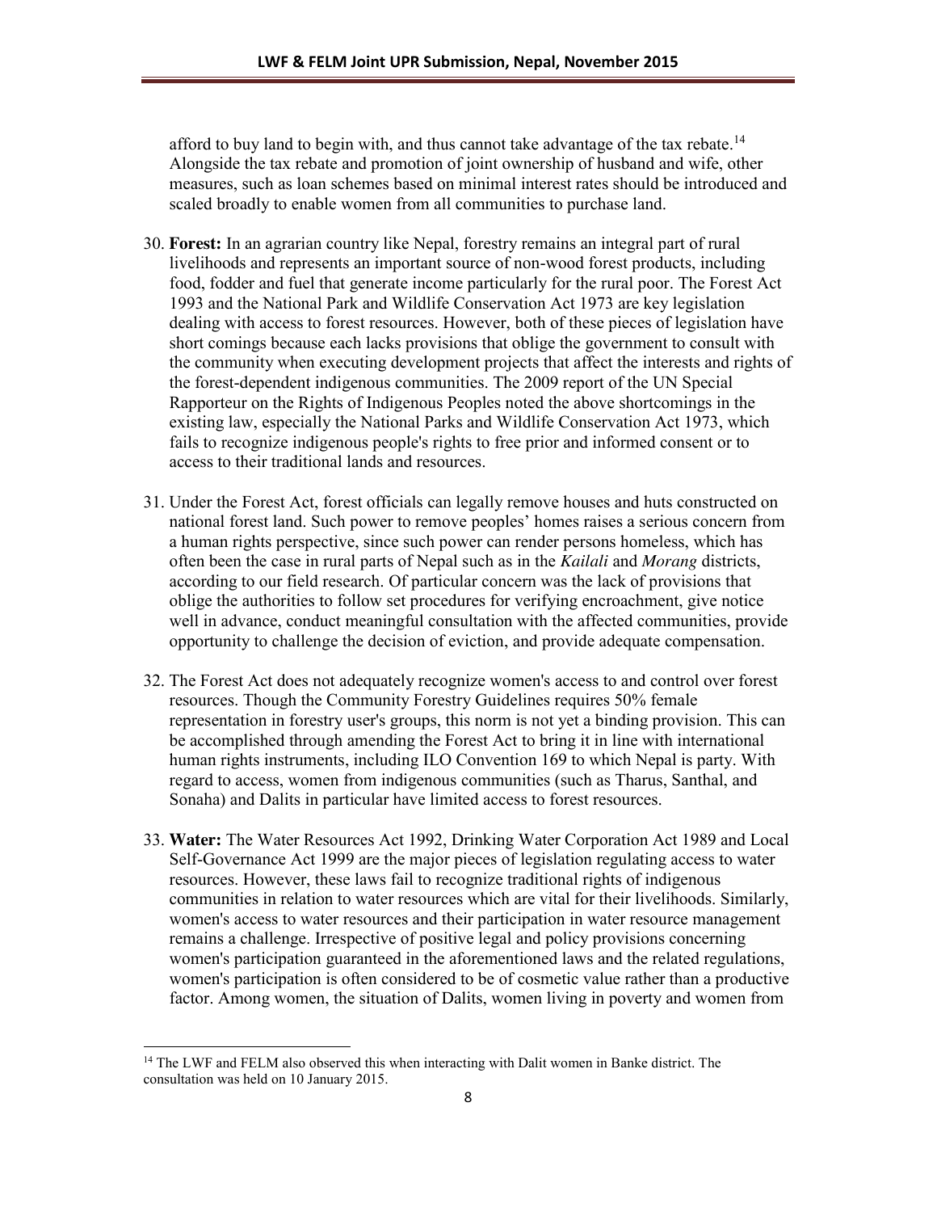afford to buy land to begin with, and thus cannot take advantage of the tax rebate.[14] Alongside the tax rebate and promotion of joint ownership of husband and wife, other measures, such as loan schemes based on minimal interest rates should be introduced and scaled broadly to enable women from all communities to purchase land.

30. **Forest:** In an agrarian country like Nepal, forestry remains an integral part of rural livelihoods and represents an important source of non-wood forest products, including food, fodder and fuel that generate income particularly for the rural poor. The Forest Act 1993 and the National Park and Wildlife Conservation Act 1973 are key legislation dealing with access to forest resources. However, both of these pieces of legislation have short comings because each lacks provisions that oblige the government to consult with the community when executing development projects that affect the interests and rights of the forest-dependent indigenous communities. The 2009 report of the UN Special Rapporteur on the Rights of Indigenous Peoples noted the above shortcomings in the existing law, especially the National Parks and Wildlife Conservation Act 1973, which fails to recognize indigenous people's rights to free prior and informed consent or to access to their traditional lands and resources.

31. Under the Forest Act, forest officials can legally remove houses and huts constructed on national forest land. Such power to remove peoples' homes raises a serious concern from a human rights perspective, since such power can render persons homeless, which has often been the case in rural parts of Nepal such as in the *Kailali* and *Morang* districts, according to our field research. Of particular concern was the lack of provisions that oblige the authorities to follow set procedures for verifying encroachment, give notice well in advance, conduct meaningful consultation with the affected communities, provide opportunity to challenge the decision of eviction, and provide adequate compensation.

32. The Forest Act does not adequately recognize women's access to and control over forest resources. Though the Community Forestry Guidelines requires 50% female representation in forestry user's groups, this norm is not yet a binding provision. This can be accomplished through amending the Forest Act to bring it in line with international human rights instruments, including ILO Convention 169 to which Nepal is party. With regard to access, women from indigenous communities (such as Tharus, Santhal, and Sonaha) and Dalits in particular have limited access to forest resources.

33. **Water:** The Water Resources Act 1992, Drinking Water Corporation Act 1989 and Local Self-Governance Act 1999 are the major pieces of legislation regulating access to water resources. However, these laws fail to recognize traditional rights of indigenous communities in relation to water resources which are vital for their livelihoods. Similarly, women's access to water resources and their participation in water resource management remains a challenge. Irrespective of positive legal and policy provisions concerning women's participation guaranteed in the aforementioned laws and the related regulations, women's participation is often considered to be of cosmetic value rather than a productive factor. Among women, the situation of Dalits, women living in poverty and women from

---

[14] The LWF and FELM also observed this when interacting with Dalit women in Banke district. The consultation was held on 10 January 2015.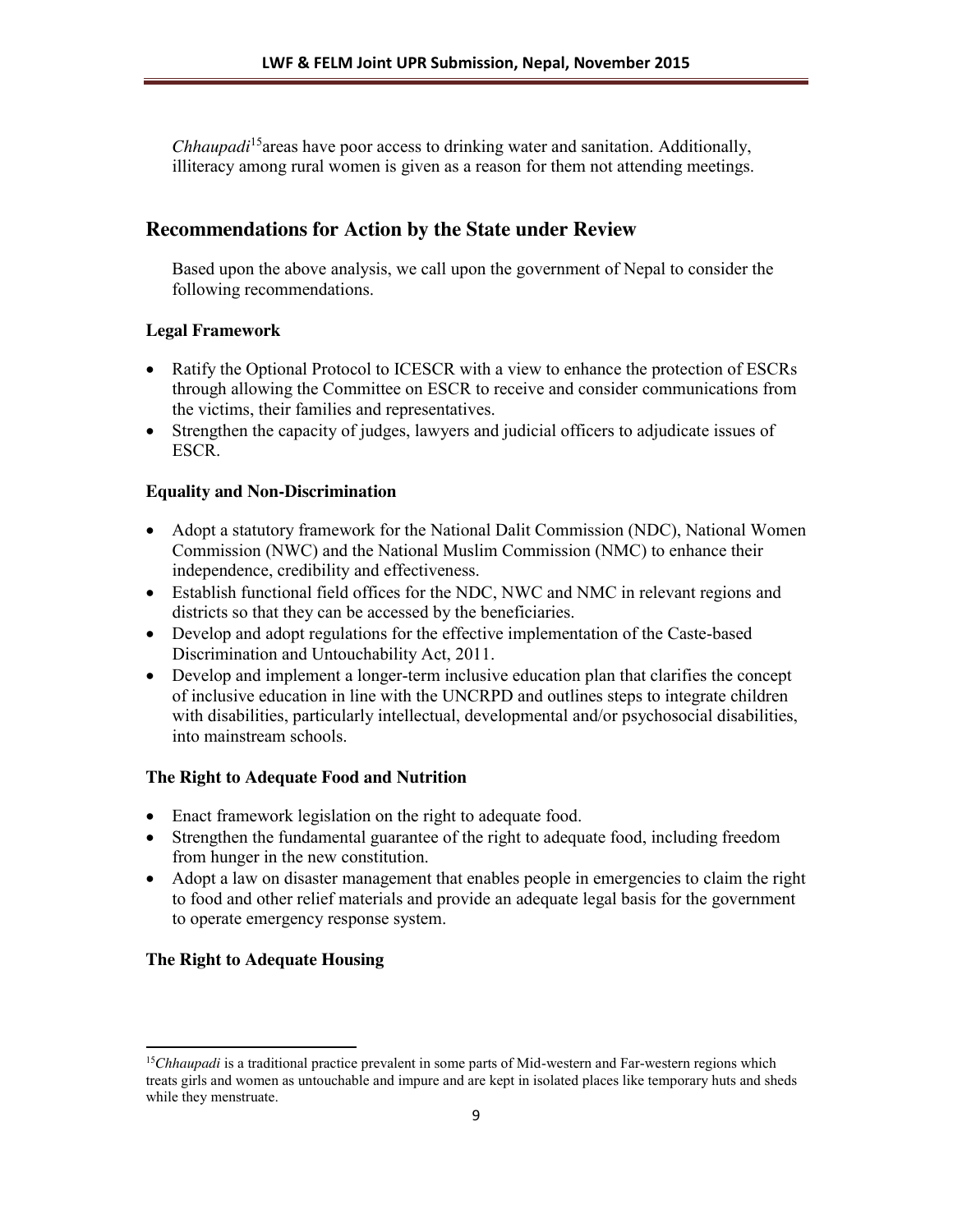*Chhaupadi*[15]areas have poor access to drinking water and sanitation. Additionally, illiteracy among rural women is given as a reason for them not attending meetings.

## Recommendations for Action by the State under Review

Based upon the above analysis, we call upon the government of Nepal to consider the following recommendations.

### Legal Framework

- Ratify the Optional Protocol to ICESCR with a view to enhance the protection of ESCRs through allowing the Committee on ESCR to receive and consider communications from the victims, their families and representatives.
- Strengthen the capacity of judges, lawyers and judicial officers to adjudicate issues of ESCR.

### Equality and Non-Discrimination

- Adopt a statutory framework for the National Dalit Commission (NDC), National Women Commission (NWC) and the National Muslim Commission (NMC) to enhance their independence, credibility and effectiveness.
- Establish functional field offices for the NDC, NWC and NMC in relevant regions and districts so that they can be accessed by the beneficiaries.
- Develop and adopt regulations for the effective implementation of the Caste-based Discrimination and Untouchability Act, 2011.
- Develop and implement a longer-term inclusive education plan that clarifies the concept of inclusive education in line with the UNCRPD and outlines steps to integrate children with disabilities, particularly intellectual, developmental and/or psychosocial disabilities, into mainstream schools.

### The Right to Adequate Food and Nutrition

- Enact framework legislation on the right to adequate food.
- Strengthen the fundamental guarantee of the right to adequate food, including freedom from hunger in the new constitution.
- Adopt a law on disaster management that enables people in emergencies to claim the right to food and other relief materials and provide an adequate legal basis for the government to operate emergency response system.

### The Right to Adequate Housing

---

[15]*Chhaupadi* is a traditional practice prevalent in some parts of Mid-western and Far-western regions which treats girls and women as untouchable and impure and are kept in isolated places like temporary huts and sheds while they menstruate.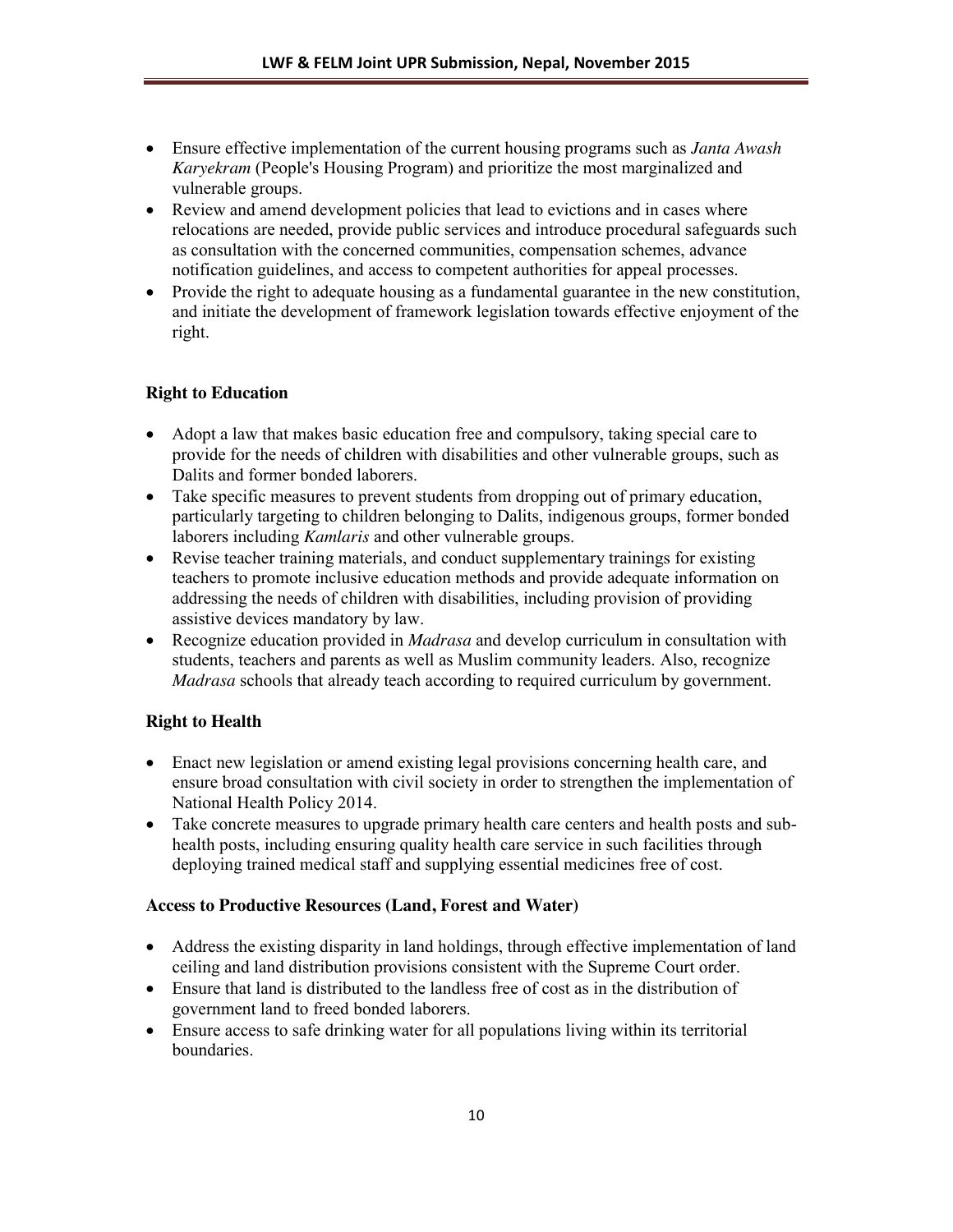- Ensure effective implementation of the current housing programs such as *Janta Awash Karyekram* (People's Housing Program) and prioritize the most marginalized and vulnerable groups.
- Review and amend development policies that lead to evictions and in cases where relocations are needed, provide public services and introduce procedural safeguards such as consultation with the concerned communities, compensation schemes, advance notification guidelines, and access to competent authorities for appeal processes.
- Provide the right to adequate housing as a fundamental guarantee in the new constitution, and initiate the development of framework legislation towards effective enjoyment of the right.

**Right to Education**

- Adopt a law that makes basic education free and compulsory, taking special care to provide for the needs of children with disabilities and other vulnerable groups, such as Dalits and former bonded laborers.
- Take specific measures to prevent students from dropping out of primary education, particularly targeting to children belonging to Dalits, indigenous groups, former bonded laborers including *Kamlaris* and other vulnerable groups.
- Revise teacher training materials, and conduct supplementary trainings for existing teachers to promote inclusive education methods and provide adequate information on addressing the needs of children with disabilities, including provision of providing assistive devices mandatory by law.
- Recognize education provided in *Madrasa* and develop curriculum in consultation with students, teachers and parents as well as Muslim community leaders. Also, recognize *Madrasa* schools that already teach according to required curriculum by government.

**Right to Health**

- Enact new legislation or amend existing legal provisions concerning health care, and ensure broad consultation with civil society in order to strengthen the implementation of National Health Policy 2014.
- Take concrete measures to upgrade primary health care centers and health posts and sub-health posts, including ensuring quality health care service in such facilities through deploying trained medical staff and supplying essential medicines free of cost.

**Access to Productive Resources (Land, Forest and Water)**

- Address the existing disparity in land holdings, through effective implementation of land ceiling and land distribution provisions consistent with the Supreme Court order.
- Ensure that land is distributed to the landless free of cost as in the distribution of government land to freed bonded laborers.
- Ensure access to safe drinking water for all populations living within its territorial boundaries.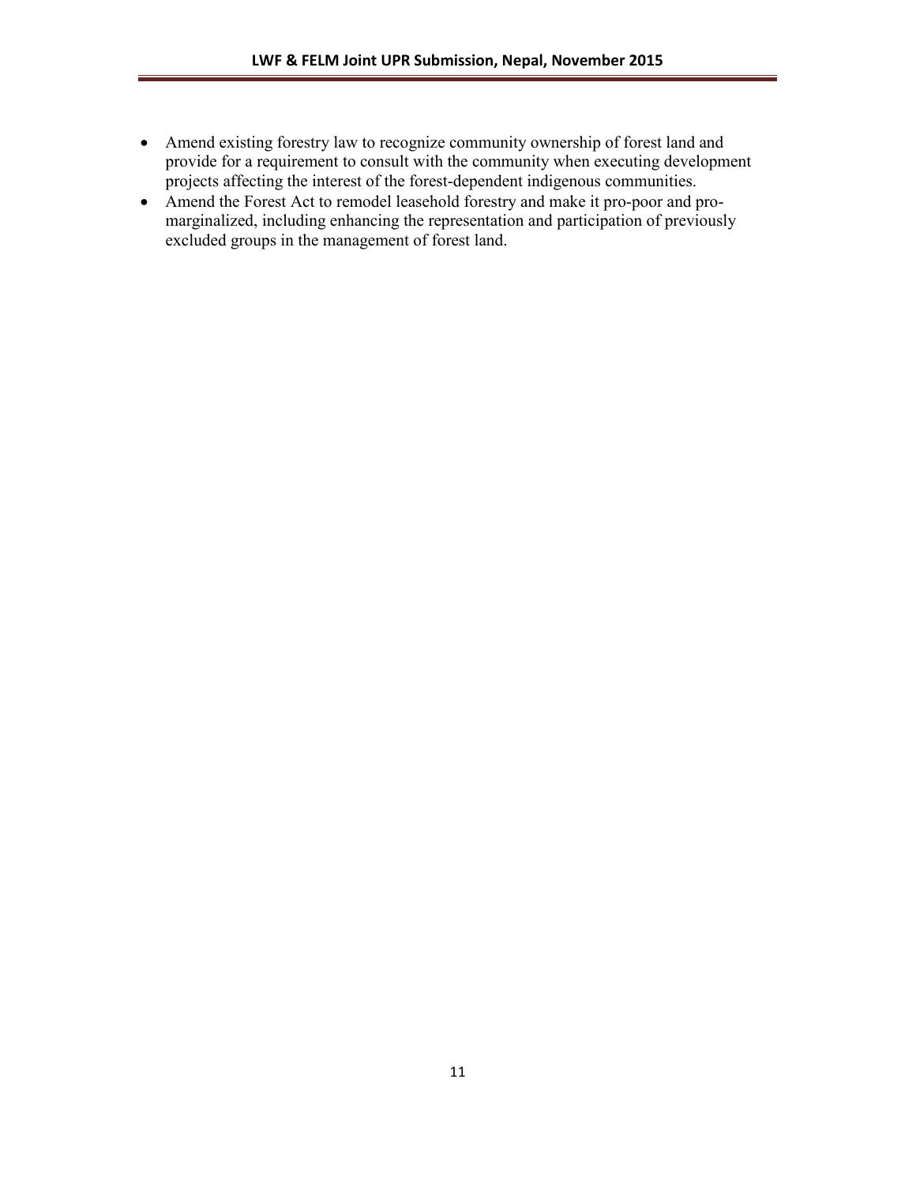- Amend existing forestry law to recognize community ownership of forest land and provide for a requirement to consult with the community when executing development projects affecting the interest of the forest-dependent indigenous communities.
- Amend the Forest Act to remodel leasehold forestry and make it pro-poor and pro-marginalized, including enhancing the representation and participation of previously excluded groups in the management of forest land.